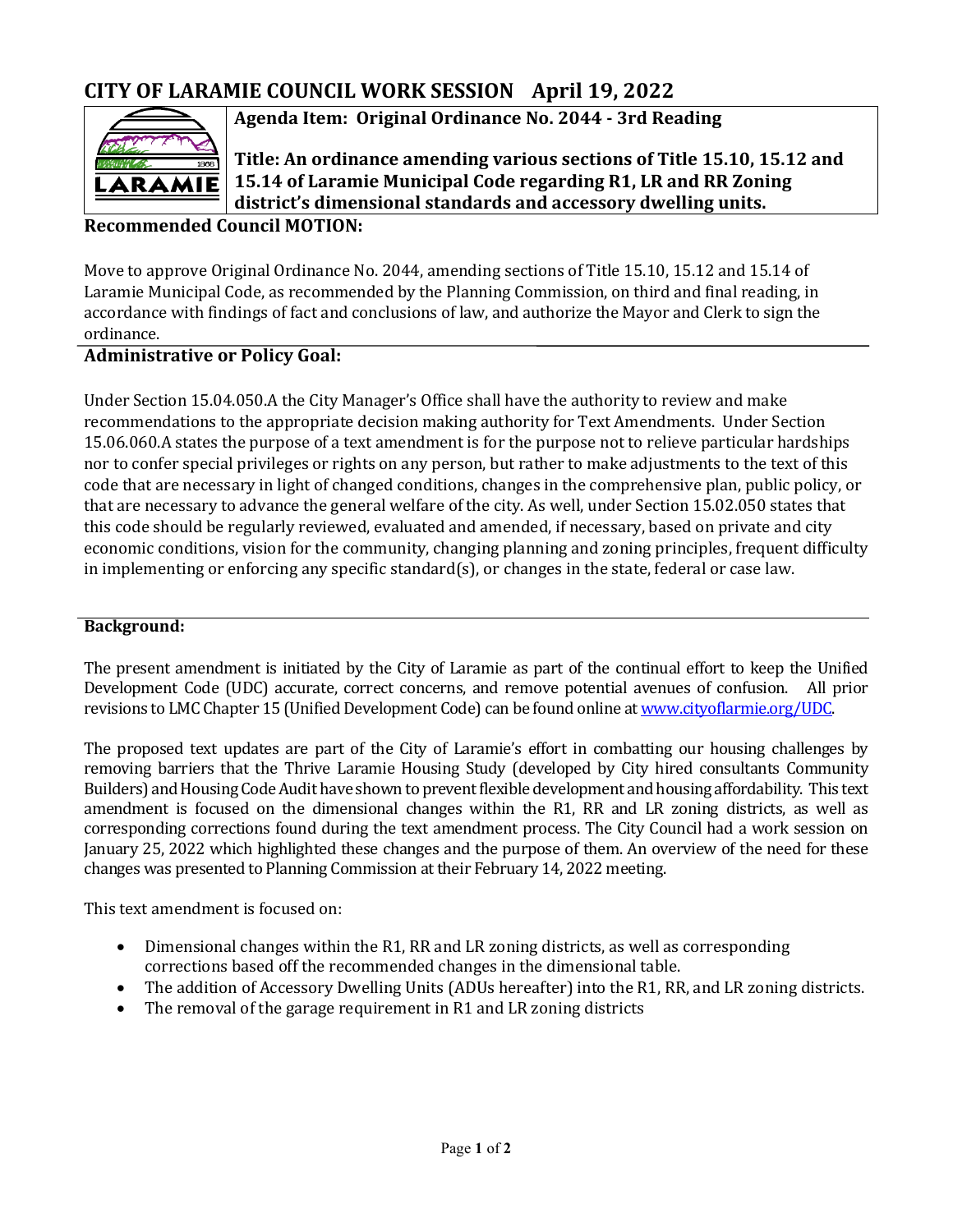# CITY OF LARAMIE COUNCIL WORK SESSION April 19, 2022

**Agenda Item: Original Ordinance No. 2044 - 3rd Reading**

**Title: An ordinance amending various sections of Title 15.10, 15.12 and 15.14 of Laramie Municipal Code regarding R1, LR and RR Zoning district's dimensional standards and accessory dwelling units.**

## Recommended Council MOTION:

Move to approve Original Ordinance No. 2044, amending sections of Title 15.10, 15.12 and 15.14 of Laramie Municipal Code, as recommended by the Planning Commission, on third and final reading, in accordance with findings of fact and conclusions of law, and authorize the Mayor and Clerk to sign the ordinance.

## Administrative or Policy Goal:

Under Section 15.04.050.A the City Manager's Office shall have the authority to review and make recommendations to the appropriate decision making authority for Text Amendments. Under Section 15.06.060.A states the purpose of a text amendment is for the purpose not to relieve particular hardships nor to confer special privileges or rights on any person, but rather to make adjustments to the text of this code that are necessary in light of changed conditions, changes in the comprehensive plan, public policy, or that are necessary to advance the general welfare of the city. As well, under Section 15.02.050 states that this code should be regularly reviewed, evaluated and amended, if necessary, based on private and city economic conditions, vision for the community, changing planning and zoning principles, frequent difficulty in implementing or enforcing any specific standard(s), or changes in the state, federal or case law.

## Background:

The present amendment is initiated by the City of Laramie as part of the continual effort to keep the Unified Development Code (UDC) accurate, correct concerns, and remove potential avenues of confusion. All prior revisions to LMC Chapter 15 (Unified Development Code) can be found online at [www.cityoflarmie.org/UDC](www.cityoflarmie.org/UDC).

The proposed text updates are part of the City of Laramie's effort in combatting our housing challenges by removing barriers that the Thrive Laramie Housing Study (developed by City hired consultants Community Builders) and Housing Code Audit have shown to prevent flexible development and housing affordability. This text amendment is focused on the dimensional changes within the R1, RR and LR zoning districts, as well as corresponding corrections found during the text amendment process. The City Council had a work session on January 25, 2022 which highlighted these changes and the purpose of them. An overview of the need for these changes was presented to Planning Commission at their February 14, 2022 meeting.

This text amendment is focused on:

- Dimensional changes within the R1, RR and LR zoning districts, as well as corresponding corrections based off the recommended changes in the dimensional table.
- The addition of Accessory Dwelling Units (ADUs hereafter) into the R1, RR, and LR zoning districts.
- The removal of the garage requirement in R1 and LR zoning districts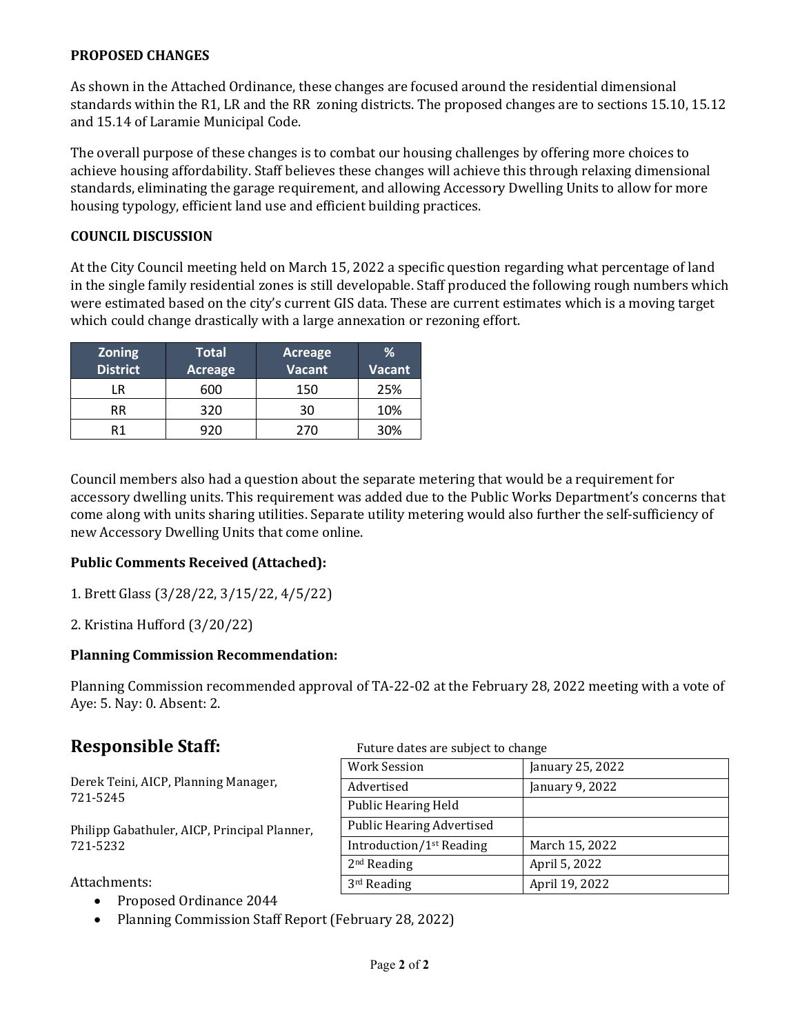**PROPOSED CHANGES**

As shown in the Attached Ordinance, these changes are focused around the residential dimensional standards within the R1, LR and the RR zoning districts. The proposed changes are to sections 15.10, 15.12 and 15.14 of Laramie Municipal Code.

The overall purpose of these changes is to combat our housing challenges by offering more choices to achieve housing affordability. Staff believes these changes will achieve this through relaxing dimensional standards, eliminating the garage requirement, and allowing Accessory Dwelling Units to allow for more housing typology, efficient land use and efficient building practices.

**COUNCIL DISCUSSION**

At the City Council meeting held on March 15, 2022 a specific question regarding what percentage of land in the single family residential zones is still developable. Staff produced the following rough numbers which were estimated based on the city's current GIS data. These are current estimates which is a moving target which could change drastically with a large annexation or rezoning effort.

| Zoning District | Total Acreage | Acreage Vacant | % Vacant |
|---|---|---|---|
| LR | 600 | 150 | 25% |
| RR | 320 | 30 | 10% |
| R1 | 920 | 270 | 30% |

Council members also had a question about the separate metering that would be a requirement for accessory dwelling units. This requirement was added due to the Public Works Department's concerns that come along with units sharing utilities. Separate utility metering would also further the self-sufficiency of new Accessory Dwelling Units that come online.

**Public Comments Received (Attached):**

1. Brett Glass (3/28/22, 3/15/22, 4/5/22)

2. Kristina Hufford (3/20/22)

**Planning Commission Recommendation:**

Planning Commission recommended approval of TA-22-02 at the February 28, 2022 meeting with a vote of Aye: 5. Nay: 0. Absent: 2.

## Responsible Staff:

Derek Teini, AICP, Planning Manager, 721-5245

Philipp Gabathuler, AICP, Principal Planner, 721-5232

Future dates are subject to change

| | |
|---|---|
| Work Session | January 25, 2022 |
| Advertised | January 9, 2022 |
| Public Hearing Held | |
| Public Hearing Advertised | |
| Introduction/1st Reading | March 15, 2022 |
| 2nd Reading | April 5, 2022 |
| 3rd Reading | April 19, 2022 |

Attachments:

- Proposed Ordinance 2044
- Planning Commission Staff Report (February 28, 2022)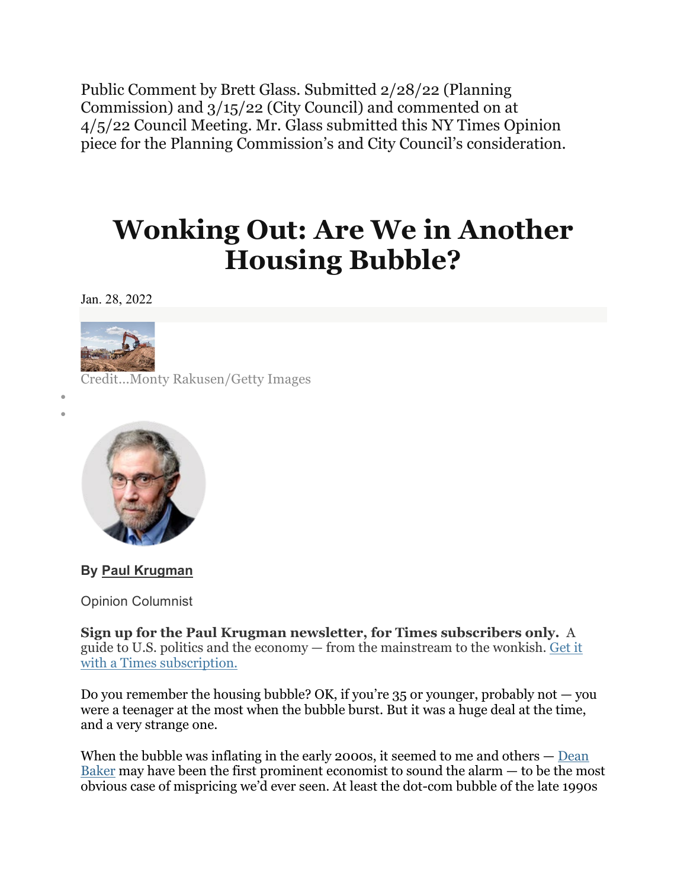Public Comment by Brett Glass. Submitted 2/28/22 (Planning Commission) and 3/15/22 (City Council) and commented on at 4/5/22 Council Meeting. Mr. Glass submitted this NY Times Opinion piece for the Planning Commission's and City Council's consideration.

# Wonking Out: Are We in Another Housing Bubble?

Jan. 28, 2022

Credit...Monty Rakusen/Getty Images

**By Paul Krugman**

Opinion Columnist

**Sign up for the Paul Krugman newsletter, for Times subscribers only.** A guide to U.S. politics and the economy — from the mainstream to the wonkish. Get it with a Times subscription.

Do you remember the housing bubble? OK, if you're 35 or younger, probably not — you were a teenager at the most when the bubble burst. But it was a huge deal at the time, and a very strange one.

When the bubble was inflating in the early 2000s, it seemed to me and others — Dean Baker may have been the first prominent economist to sound the alarm — to be the most obvious case of mispricing we'd ever seen. At least the dot-com bubble of the late 1990s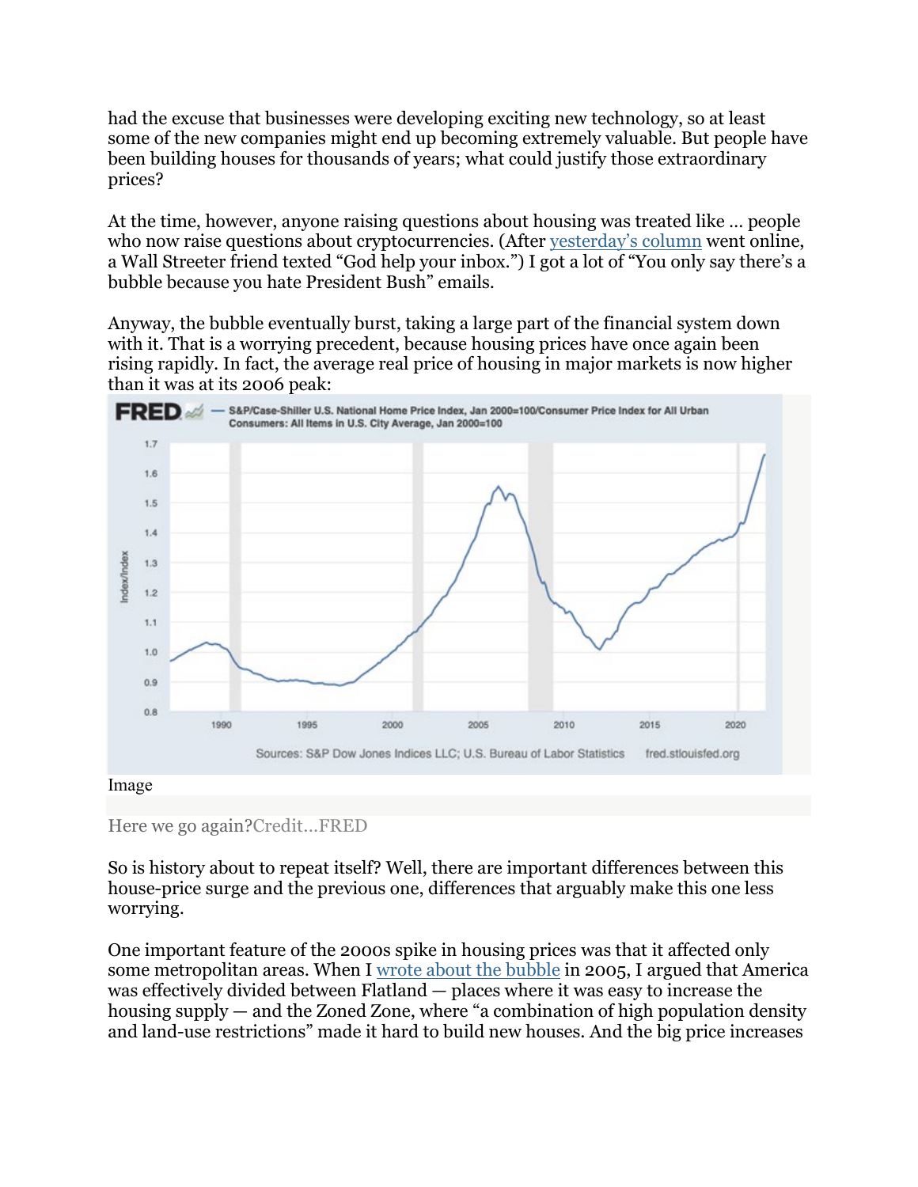had the excuse that businesses were developing exciting new technology, so at least some of the new companies might end up becoming extremely valuable. But people have been building houses for thousands of years; what could justify those extraordinary prices?

At the time, however, anyone raising questions about housing was treated like … people who now raise questions about cryptocurrencies. (After [yesterday's column](#) went online, a Wall Streeter friend texted "God help your inbox.") I got a lot of "You only say there's a bubble because you hate President Bush" emails.

Anyway, the bubble eventually burst, taking a large part of the financial system down with it. That is a worrying precedent, because housing prices have once again been rising rapidly. In fact, the average real price of housing in major markets is now higher than it was at its 2006 peak:

Image

Here we go again?Credit...FRED

So is history about to repeat itself? Well, there are important differences between this house-price surge and the previous one, differences that arguably make this one less worrying.

One important feature of the 2000s spike in housing prices was that it affected only some metropolitan areas. When I [wrote about the bubble](#) in 2005, I argued that America was effectively divided between Flatland — places where it was easy to increase the housing supply — and the Zoned Zone, where "a combination of high population density and land-use restrictions" made it hard to build new houses. And the big price increases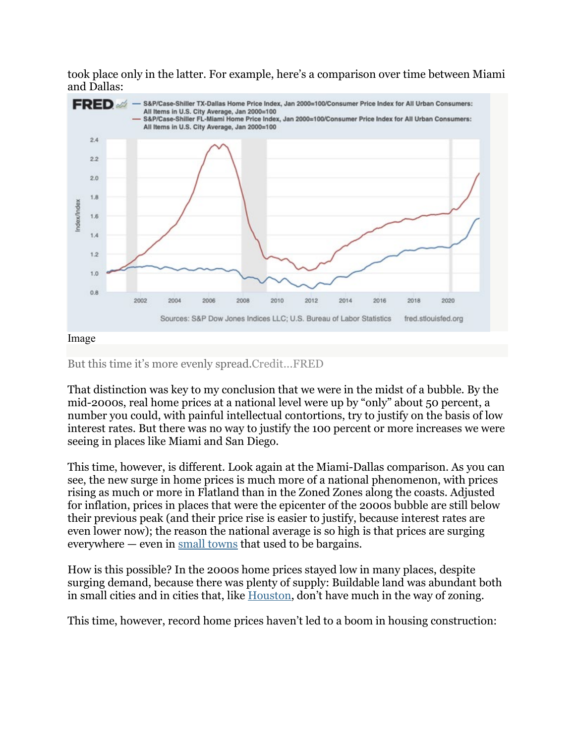took place only in the latter. For example, here's a comparison over time between Miami and Dallas:

Image

But this time it's more evenly spread.Credit...FRED

That distinction was key to my conclusion that we were in the midst of a bubble. By the mid-2000s, real home prices at a national level were up by "only" about 50 percent, a number you could, with painful intellectual contortions, try to justify on the basis of low interest rates. But there was no way to justify the 100 percent or more increases we were seeing in places like Miami and San Diego.

This time, however, is different. Look again at the Miami-Dallas comparison. As you can see, the new surge in home prices is much more of a national phenomenon, with prices rising as much or more in Flatland than in the Zoned Zones along the coasts. Adjusted for inflation, prices in places that were the epicenter of the 2000s bubble are still below their previous peak (and their price rise is easier to justify, because interest rates are even lower now); the reason the national average is so high is that prices are surging everywhere — even in [small towns](#) that used to be bargains.

How is this possible? In the 2000s home prices stayed low in many places, despite surging demand, because there was plenty of supply: Buildable land was abundant both in small cities and in cities that, like [Houston](#), don't have much in the way of zoning.

This time, however, record home prices haven't led to a boom in housing construction: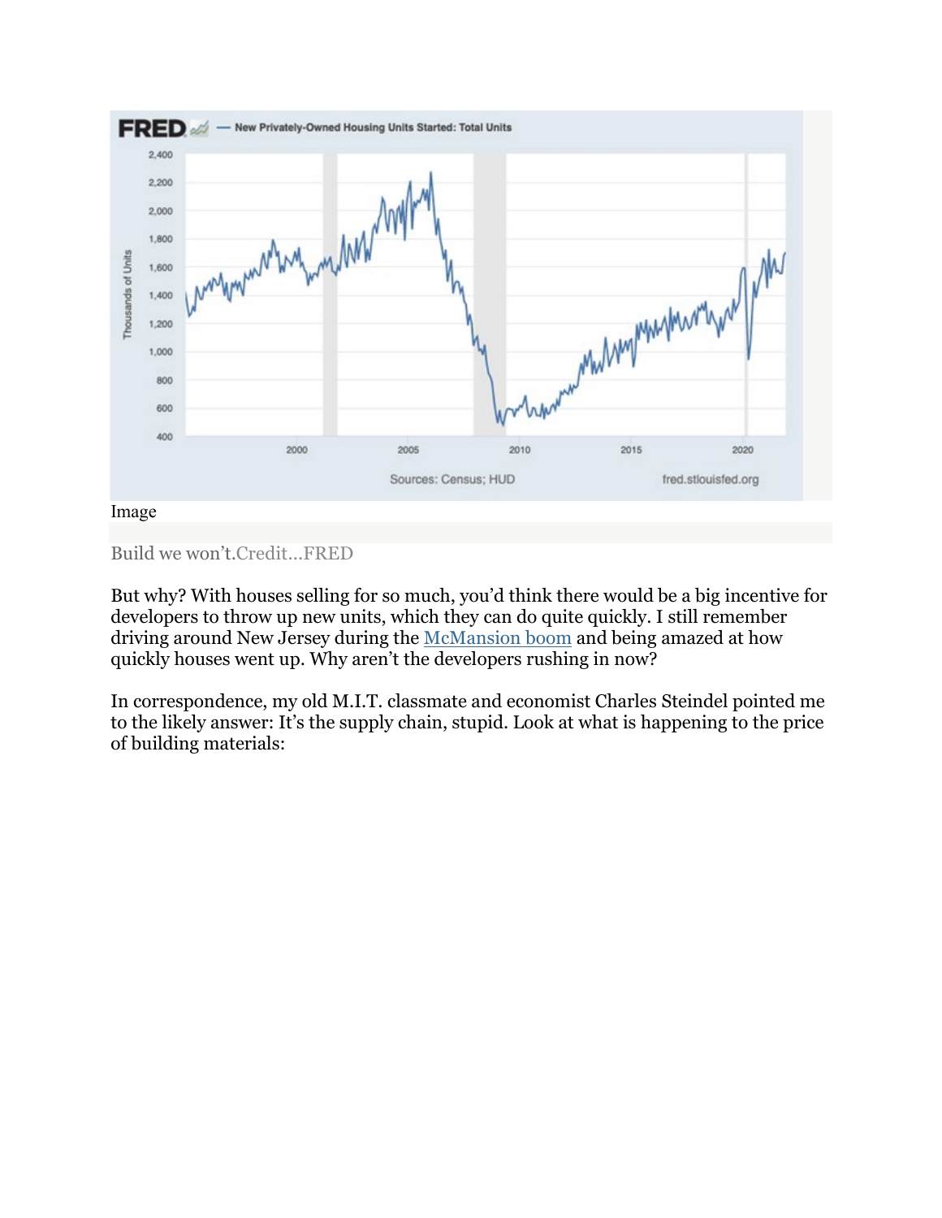Image

Build we won't.Credit...FRED

But why? With houses selling for so much, you'd think there would be a big incentive for developers to throw up new units, which they can do quite quickly. I still remember driving around New Jersey during the McMansion boom and being amazed at how quickly houses went up. Why aren't the developers rushing in now?

In correspondence, my old M.I.T. classmate and economist Charles Steindel pointed me to the likely answer: It's the supply chain, stupid. Look at what is happening to the price of building materials: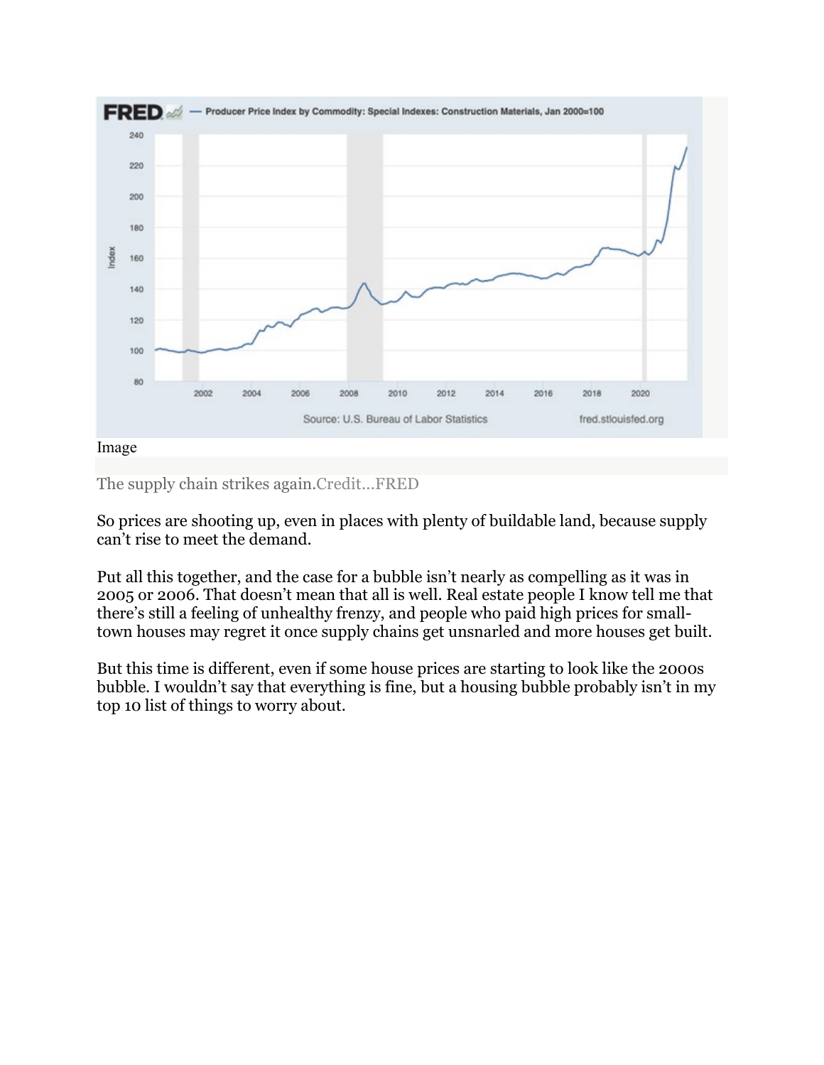Image

The supply chain strikes again.Credit...FRED

So prices are shooting up, even in places with plenty of buildable land, because supply can't rise to meet the demand.

Put all this together, and the case for a bubble isn't nearly as compelling as it was in 2005 or 2006. That doesn't mean that all is well. Real estate people I know tell me that there's still a feeling of unhealthy frenzy, and people who paid high prices for small-town houses may regret it once supply chains get unsnarled and more houses get built.

But this time is different, even if some house prices are starting to look like the 2000s bubble. I wouldn't say that everything is fine, but a housing bubble probably isn't in my top 10 list of things to worry about.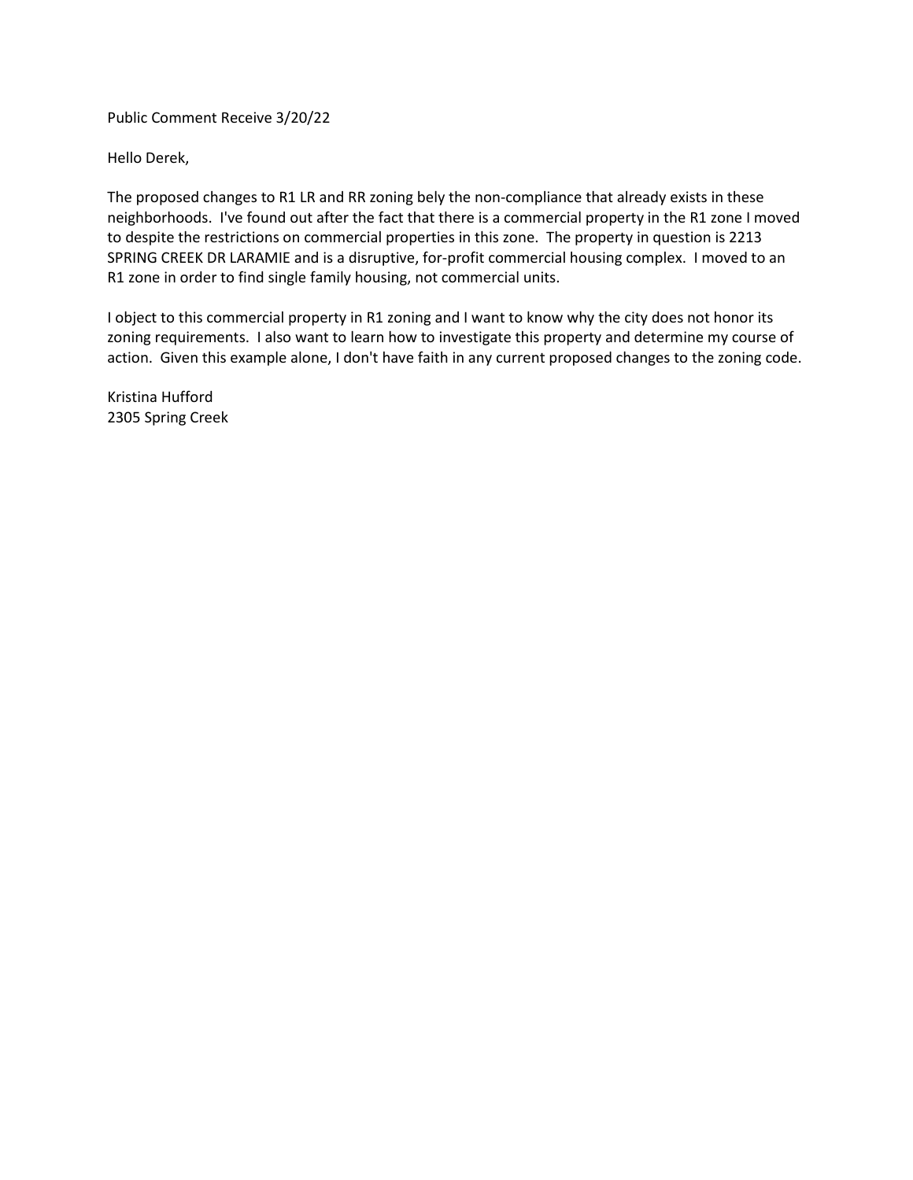Public Comment Receive 3/20/22

Hello Derek,

The proposed changes to R1 LR and RR zoning bely the non-compliance that already exists in these neighborhoods. I've found out after the fact that there is a commercial property in the R1 zone I moved to despite the restrictions on commercial properties in this zone. The property in question is 2213 SPRING CREEK DR LARAMIE and is a disruptive, for-profit commercial housing complex. I moved to an R1 zone in order to find single family housing, not commercial units.

I object to this commercial property in R1 zoning and I want to know why the city does not honor its zoning requirements. I also want to learn how to investigate this property and determine my course of action. Given this example alone, I don't have faith in any current proposed changes to the zoning code.

Kristina Hufford  
2305 Spring Creek